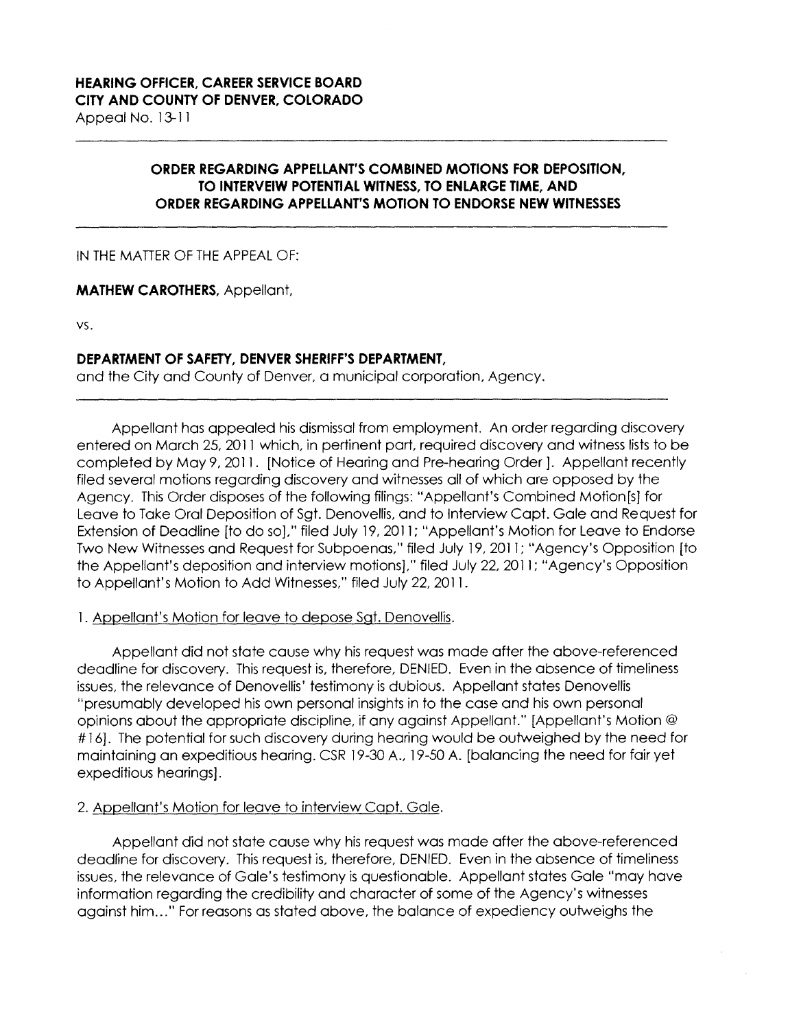**HEARING OFFICER, CAREER SERVICE BOARD**
**CITY AND COUNTY OF DENVER, COLORADO**
Appeal No. 13-11

---

## ORDER REGARDING APPELLANT'S COMBINED MOTIONS FOR DEPOSITION, TO INTERVEIW POTENTIAL WITNESS, TO ENLARGE TIME, AND ORDER REGARDING APPELLANT'S MOTION TO ENDORSE NEW WITNESSES

---

IN THE MATTER OF THE APPEAL OF:

**MATHEW CAROTHERS**, Appellant,

vs.

**DEPARTMENT OF SAFETY, DENVER SHERIFF'S DEPARTMENT,**
and the City and County of Denver, a municipal corporation, Agency.

---

Appellant has appealed his dismissal from employment. An order regarding discovery entered on March 25, 2011 which, in pertinent part, required discovery and witness lists to be completed by May 9, 2011. [Notice of Hearing and Pre-hearing Order ]. Appellant recently filed several motions regarding discovery and witnesses all of which are opposed by the Agency. This Order disposes of the following filings: "Appellant's Combined Motion[s] for Leave to Take Oral Deposition of Sgt. Denovellis, and to Interview Capt. Gale and Request for Extension of Deadline [to do so]," filed July 19, 2011; "Appellant's Motion for Leave to Endorse Two New Witnesses and Request for Subpoenas," filed July 19, 2011; "Agency's Opposition [to the Appellant's deposition and interview motions]," filed July 22, 2011; "Agency's Opposition to Appellant's Motion to Add Witnesses," filed July 22, 2011.

1. Appellant's Motion for leave to depose Sgt. Denovellis.

Appellant did not state cause why his request was made after the above-referenced deadline for discovery. This request is, therefore, DENIED. Even in the absence of timeliness issues, the relevance of Denovellis' testimony is dubious. Appellant states Denovellis "presumably developed his own personal insights in to the case and his own personal opinions about the appropriate discipline, if any against Appellant." [Appellant's Motion @ #16]. The potential for such discovery during hearing would be outweighed by the need for maintaining an expeditious hearing. CSR 19-30 A., 19-50 A. [balancing the need for fair yet expeditious hearings].

2. Appellant's Motion for leave to interview Capt. Gale.

Appellant did not state cause why his request was made after the above-referenced deadline for discovery. This request is, therefore, DENIED. Even in the absence of timeliness issues, the relevance of Gale's testimony is questionable. Appellant states Gale "may have information regarding the credibility and character of some of the Agency's witnesses against him..." For reasons as stated above, the balance of expediency outweighs the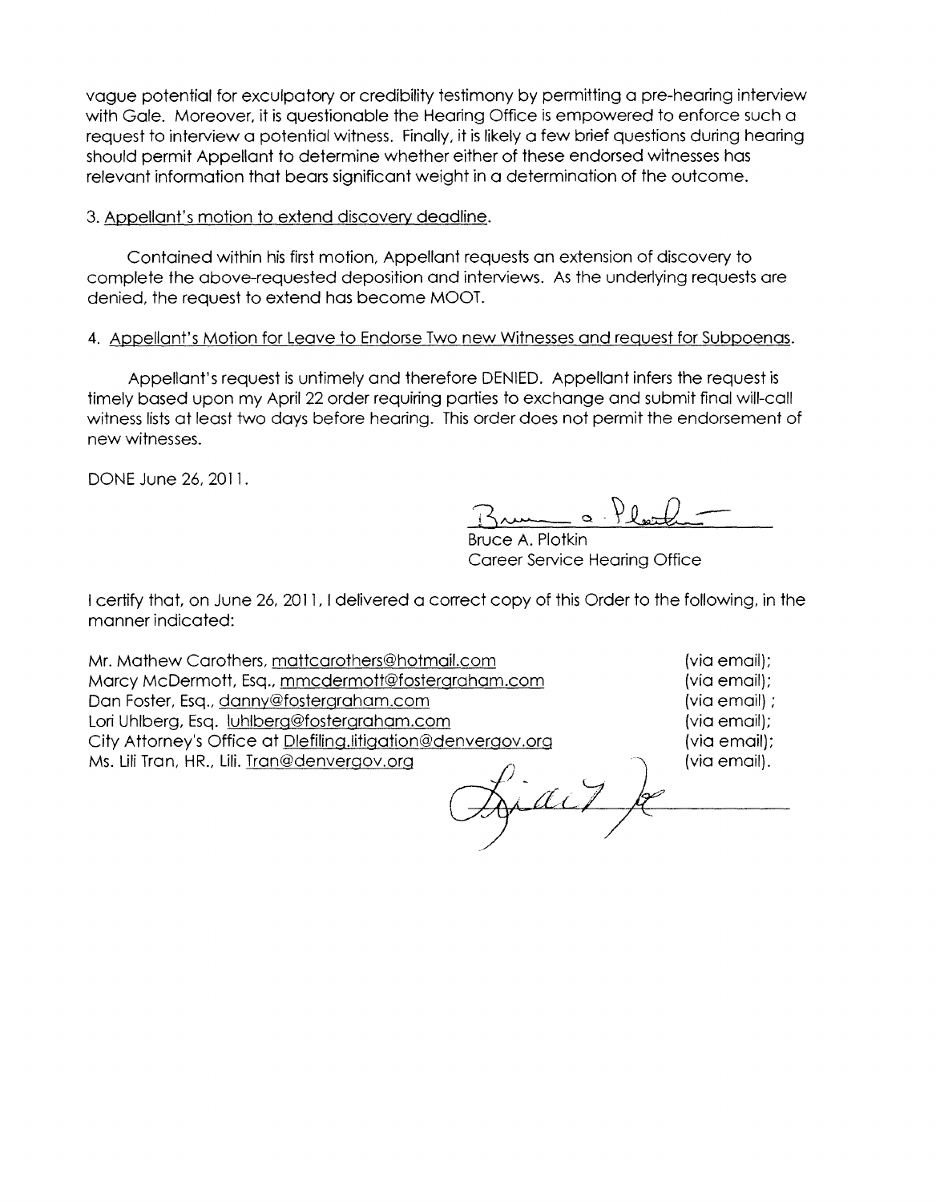vague potential for exculpatory or credibility testimony by permitting a pre-hearing interview with Gale. Moreover, it is questionable the Hearing Office is empowered to enforce such a request to interview a potential witness. Finally, it is likely a few brief questions during hearing should permit Appellant to determine whether either of these endorsed witnesses has relevant information that bears significant weight in a determination of the outcome.

3. Appellant's motion to extend discovery deadline.

Contained within his first motion, Appellant requests an extension of discovery to complete the above-requested deposition and interviews. As the underlying requests are denied, the request to extend has become MOOT.

4. Appellant's Motion for Leave to Endorse Two new Witnesses and request for Subpoenas.

Appellant's request is untimely and therefore DENIED. Appellant infers the request is timely based upon my April 22 order requiring parties to exchange and submit final will-call witness lists at least two days before hearing. This order does not permit the endorsement of new witnesses.

DONE June 26, 2011.

Bruce A. Plotkin
Career Service Hearing Office

I certify that, on June 26, 2011, I delivered a correct copy of this Order to the following, in the manner indicated:

Mr. Mathew Carothers, mattcarothers@hotmail.com (via email);
Marcy McDermott, Esq., mmcdermott@fostergraham.com (via email);
Dan Foster, Esq., danny@fostergraham.com (via email) ;
Lori Uhlberg, Esq. luhlberg@fostergraham.com (via email);
City Attorney's Office at Dlefiling.litigation@denvergov.org (via email);
Ms. Lili Tran, HR., Lili. Tran@denvergov.org (via email).